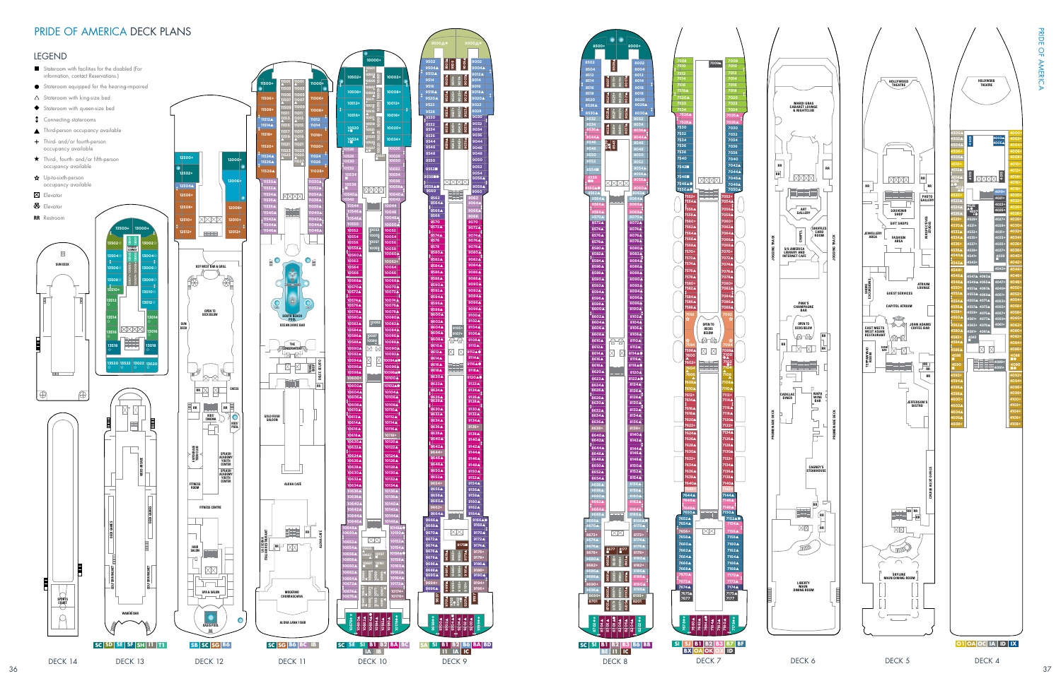# PRIDE OF AMERICA DECK PLANS

## LEGEND

- ■ Stateroom with facilities for the disabled (For information, contact Reservations.)
- ● Stateroom equipped for the hearing-impaired
- △ Stateroom with king-size bed
- ◆ Stateroom with queen-size bed
- ↕ Connecting staterooms
- ▲ Third-person occupancy available
- + Third- and/or fourth-person occupancy available
- ★ Third-, fourth- and/or fifth-person occupancy available
- ☆ Up-to-sixth-person occupancy available
- Elevator
- Elevator
- RR Restroom

DECK 14: SUN DECK, SPORTS COURT, WAIKIKI BAR, GOLF DRIVING NET, KIDS' AREA

DECK 13: SC SD SE SF SH I1 I1

DECK 12: KEY WEST BAR & GRILL, OPEN TO DECK BELOW, SUN DECK, CHESS, KIDS' CINEMA, KIDS' POOL, SPLASH ACADEMY YOUTH CENTER, FITNESS ROOM, FITNESS CENTRE, HAIR SALON, SPA & SALON, BASIS POOL — SB SC SG BB

DECK 11: SOUTH BEACH POOL, OCEAN DRIVE BAR, THE GREENHOUSE, GOLD RUSH SALOON, ALOHA CAFÉ, MODERNO CHURRASCARIA, ALOHA LANAI BAR — SC SG BC IB

DECK 10: SC SE SI B1 B2 BA BC IA IB

DECK 9: SA SI B1 B2 B6 BA BD I1 IA IC

DECK 8: SC SI B1 B2 B3 B6 BB BE I1 IC

DECK 7: OPEN TO DECKS BELOW — SI SJ B1 B2 B3 B7 BF BX OA OK OX ID

DECK 6: MARDI GRAS CABARET LOUNGE & NIGHTCLUB, ART GALLERY, CHAPEL, SHUFFLES CARD ROOM, S/S AMERICA LIBRARY AND INTERNET CAFÉ, PINK'S CHAMPAGNE BAR, OPEN TO DECKS BELOW, CADILLAC DINER, NAPA WINE BAR, CAGNEY'S STEAKHOUSE, LIBERTY MAIN DINING ROOM, JOGGING TRACK, PROMENADE DECK

DECK 5: HOLLYWOOD THEATRE, SOUVENIR SHOP, PHOTO GALLERY, JEWELLERY AREA, FASHION AREA, GIFT SHOPS, ATRIUM LOUNGE, GUEST SERVICES, CAPITOL ATRIUM, SHORE EXCURSIONS, EAST MEETS WEST ASIAN RESTAURANT, JOHN ADAMS COFFEE BAR, TEPPANYAKI, JEFFERSON'S BISTRO, SKYLINE MAIN DINING ROOM, CHAIR MEDIC OFFICE

DECK 4: HOLLYWOOD THEATRE — O1 OA OC IA ID IX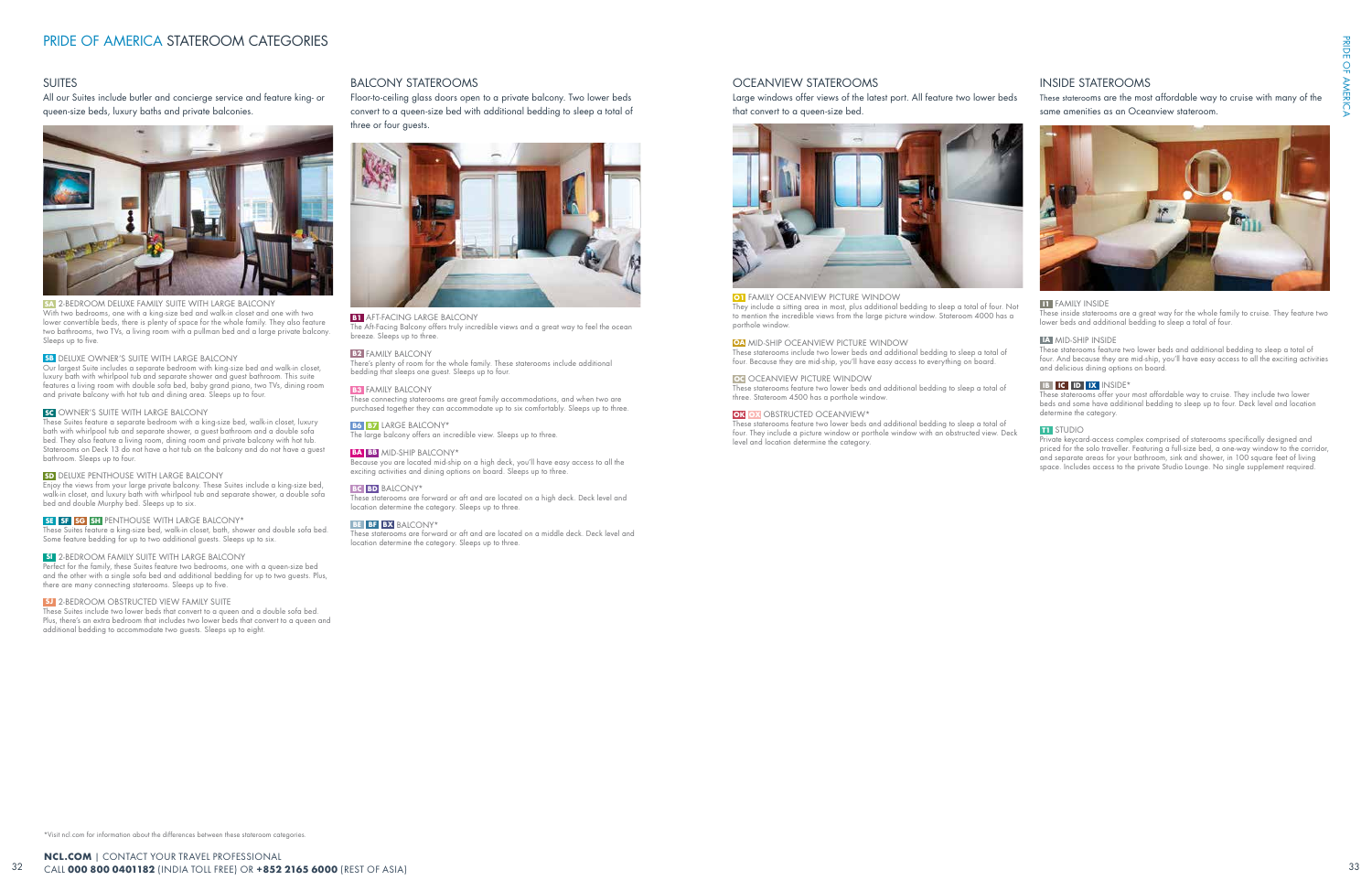# PRIDE OF AMERICA STATEROOM CATEGORIES

## SUITES

All our Suites include butler and concierge service and feature king- or queen-size beds, luxury baths and private balconies.

**SA** 2-BEDROOM DELUXE FAMILY SUITE WITH LARGE BALCONY
With two bedrooms, one with a king-size bed and walk-in closet and one with two lower convertible beds, there is plenty of space for the whole family. They also feature two bathrooms, two TVs, a living room with a pullman bed and a large private balcony. Sleeps up to five.

**SB** DELUXE OWNER'S SUITE WITH LARGE BALCONY
Our largest Suite includes a separate bedroom with king-size bed and walk-in closet, luxury bath with whirlpool tub and separate shower and guest bathroom. This suite features a living room with double sofa bed, baby grand piano, two TVs, dining room and private balcony with hot tub and dining area. Sleeps up to four.

**SC** OWNER'S SUITE WITH LARGE BALCONY
These Suites feature a separate bedroom with a king-size bed, walk-in closet, luxury bath with whirlpool tub and separate shower, a guest bathroom and a double sofa bed. They also feature a living room, dining room and private balcony with hot tub. Staterooms on Deck 13 do not have a hot tub on the balcony and do not have a guest bathroom. Sleeps up to four.

**SD** DELUXE PENTHOUSE WITH LARGE BALCONY
Enjoy the views from your large private balcony. These Suites include a king-size bed, walk-in closet, and luxury bath with whirlpool tub and separate shower, a double sofa bed and double Murphy bed. Sleeps up to six.

**SE** **SF** **SG** **SH** PENTHOUSE WITH LARGE BALCONY*
These Suites feature a king-size bed, walk-in closet, bath, shower and double sofa bed. Some feature bedding for up to two additional guests. Sleeps up to six.

**SI** 2-BEDROOM FAMILY SUITE WITH LARGE BALCONY
Perfect for the family, these Suites feature two bedrooms, one with a queen-size bed and the other with a single sofa bed and additional bedding for up to two guests. Plus, there are many connecting staterooms. Sleeps up to five.

**SJ** 2-BEDROOM OBSTRUCTED VIEW FAMILY SUITE
These Suites include two lower beds that convert to a queen and a double sofa bed. Plus, there's an extra bedroom that includes two lower beds that convert to a queen and additional bedding to accommodate two guests. Sleeps up to eight.

## BALCONY STATEROOMS

Floor-to-ceiling glass doors open to a private balcony. Two lower beds convert to a queen-size bed with additional bedding to sleep a total of three or four guests.

**B1** AFT-FACING LARGE BALCONY
The Aft-Facing Balcony offers truly incredible views and a great way to feel the ocean breeze. Sleeps up to three.

**B2** FAMILY BALCONY
There's plenty of room for the whole family. These staterooms include additional bedding that sleeps one guest. Sleeps up to four.

**B3** FAMILY BALCONY
These connecting staterooms are great family accommodations, and when two are purchased together they can accommodate up to six comfortably. Sleeps up to three.

**B6** **B7** LARGE BALCONY*
The large balcony offers an incredible view. Sleeps up to three.

**BA** **BB** MID-SHIP BALCONY*
Because you are located mid-ship on a high deck, you'll have easy access to all the exciting activities and dining options on board. Sleeps up to three.

**BC** **BD** BALCONY*
These staterooms are forward or aft and are located on a high deck. Deck level and location determine the category. Sleeps up to three.

**BE** **BF** **BX** BALCONY*
These staterooms are forward or aft and are located on a middle deck. Deck level and location determine the category. Sleeps up to three.

## OCEANVIEW STATEROOMS

Large windows offer views of the latest port. All feature two lower beds that convert to a queen-size bed.

**O1** FAMILY OCEANVIEW PICTURE WINDOW
They include a sitting area in most, plus additional bedding to sleep a total of four. Not to mention the incredible views from the large picture window. Stateroom 4000 has a porthole window.

**OA** MID-SHIP OCEANVIEW PICTURE WINDOW
These staterooms include two lower beds and additional bedding to sleep a total of four. Because they are mid-ship, you'll have easy access to everything on board.

**OC** OCEANVIEW PICTURE WINDOW
These staterooms feature two lower beds and additional bedding to sleep a total of three. Stateroom 4500 has a porthole window.

**OK** **OX** OBSTRUCTED OCEANVIEW*
These staterooms feature two lower beds and additional bedding to sleep a total of four. They include a picture window or porthole window with an obstructed view. Deck level and location determine the category.

## INSIDE STATEROOMS

These staterooms are the most affordable way to cruise with many of the same amenities as an Oceanview stateroom.

**I1** FAMILY INSIDE
These inside staterooms are a great way for the whole family to cruise. They feature two lower beds and additional bedding to sleep a total of four.

**IA** MID-SHIP INSIDE
These staterooms feature two lower beds and additional bedding to sleep a total of four. And because they are mid-ship, you'll have easy access to all the exciting activities and delicious dining options on board.

**IB** **IC** **ID** **IX** INSIDE*
These staterooms offer your most affordable way to cruise. They include two lower beds and some have additional bedding to sleep up to four. Deck level and location determine the category.

**T1** STUDIO
Private keycard-access complex comprised of staterooms specifically designed and priced for the solo traveller. Featuring a full-size bed, a one-way window to the corridor, and separate areas for your bathroom, sink and shower, in 100 square feet of living space. Includes access to the private Studio Lounge. No single supplement required.

*Visit ncl.com for information about the differences between these stateroom categories.

**NCL.COM** | CONTACT YOUR TRAVEL PROFESSIONAL
CALL **000 800 0401182** (INDIA TOLL FREE) OR **+852 2165 6000** (REST OF ASIA)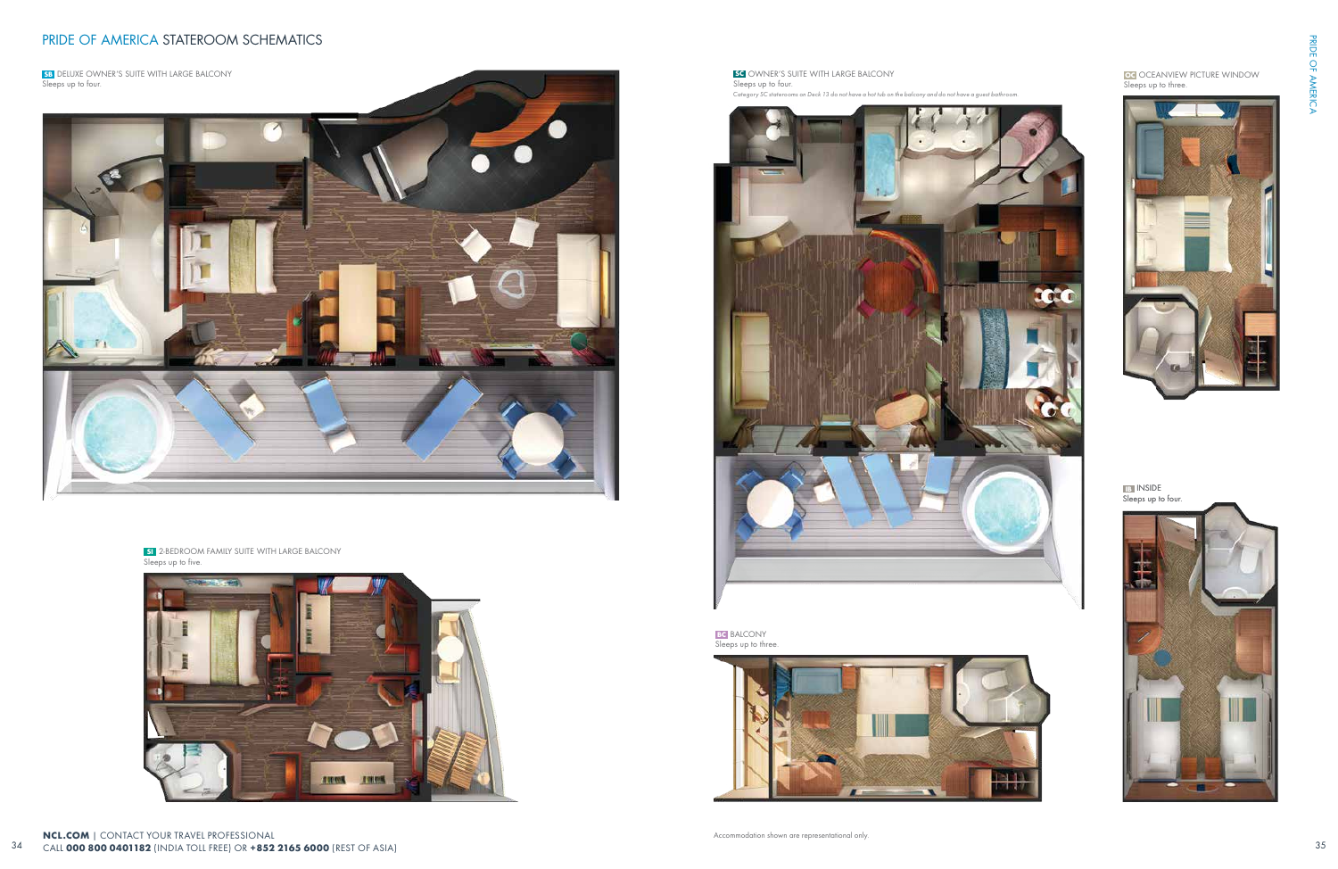# PRIDE OF AMERICA STATEROOM SCHEMATICS

**SB** DELUXE OWNER'S SUITE WITH LARGE BALCONY
Sleeps up to four.

**SC** OWNER'S SUITE WITH LARGE BALCONY
Sleeps up to four.
*Category SC staterooms on Deck 13 do not have a hot tub on the balcony and do not have a guest bathroom.*

**OC** OCEANVIEW PICTURE WINDOW
Sleeps up to three.

**SI** 2-BEDROOM FAMILY SUITE WITH LARGE BALCONY
Sleeps up to five.

**BC** BALCONY
Sleeps up to three.

**IB** INSIDE
Sleeps up to four.

**NCL.COM** | CONTACT YOUR TRAVEL PROFESSIONAL
CALL **000 800 0401182** (INDIA TOLL FREE) OR **+852 2165 6000** (REST OF ASIA)

Accommodation shown are representational only.